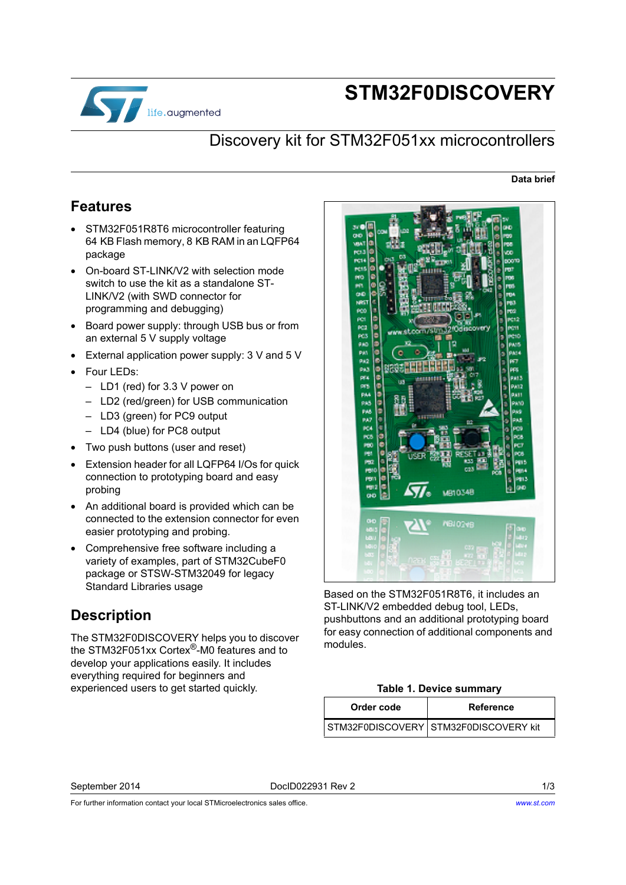# STM32F0DISCOVERY

## Discovery kit for STM32F051xx microcontrollers

**Data brief**

## Features

- STM32F051R8T6 microcontroller featuring 64 KB Flash memory, 8 KB RAM in an LQFP64 package
- On-board ST-LINK/V2 with selection mode switch to use the kit as a standalone ST-LINK/V2 (with SWD connector for programming and debugging)
- Board power supply: through USB bus or from an external 5 V supply voltage
- External application power supply: 3 V and 5 V
- Four LEDs:
  - LD1 (red) for 3.3 V power on
  - LD2 (red/green) for USB communication
  - LD3 (green) for PC9 output
  - LD4 (blue) for PC8 output
- Two push buttons (user and reset)
- Extension header for all LQFP64 I/Os for quick connection to prototyping board and easy probing
- An additional board is provided which can be connected to the extension connector for even easier prototyping and probing.
- Comprehensive free software including a variety of examples, part of STM32CubeF0 package or STSW-STM32049 for legacy Standard Libraries usage

## Description

The STM32F0DISCOVERY helps you to discover the STM32F051xx Cortex®-M0 features and to develop your applications easily. It includes everything required for beginners and experienced users to get started quickly.

Based on the STM32F051R8T6, it includes an ST-LINK/V2 embedded debug tool, LEDs, pushbuttons and an additional prototyping board for easy connection of additional components and modules.

**Table 1. Device summary**

| Order code | Reference |
| --- | --- |
| STM32F0DISCOVERY | STM32F0DISCOVERY kit |

September 2014 DocID022931 Rev 2

For further information contact your local STMicroelectronics sales office. www.st.com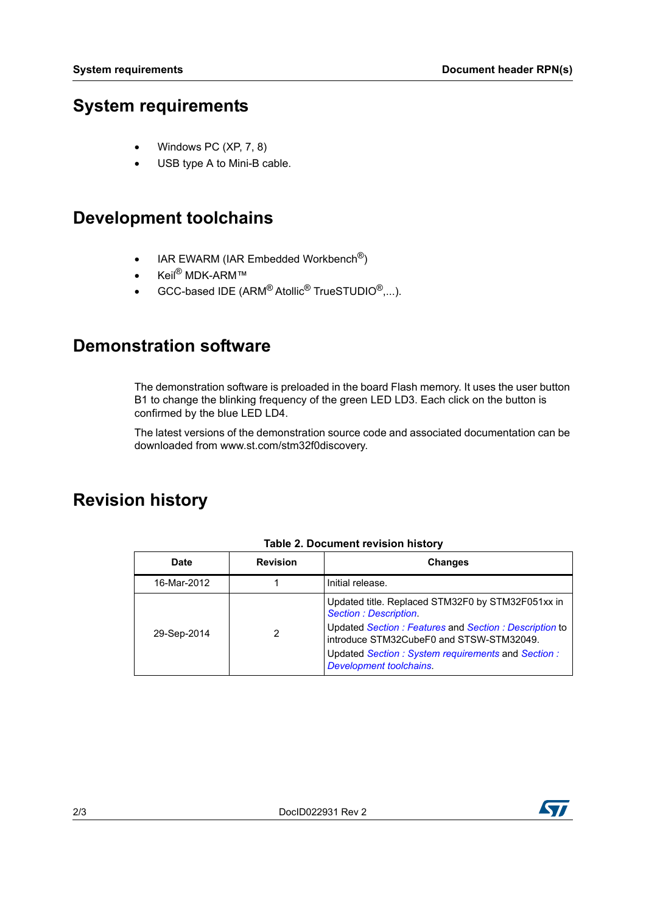# System requirements

- Windows PC (XP, 7, 8)
- USB type A to Mini-B cable.

# Development toolchains

- IAR EWARM (IAR Embedded Workbench®)
- Keil® MDK-ARM™
- GCC-based IDE (ARM® Atollic® TrueSTUDIO®,...).

# Demonstration software

The demonstration software is preloaded in the board Flash memory. It uses the user button B1 to change the blinking frequency of the green LED LD3. Each click on the button is confirmed by the blue LED LD4.

The latest versions of the demonstration source code and associated documentation can be downloaded from www.st.com/stm32f0discovery.

# Revision history

**Table 2. Document revision history**

| Date | Revision | Changes |
|---|---|---|
| 16-Mar-2012 | 1 | Initial release. |
| 29-Sep-2014 | 2 | Updated title. Replaced STM32F0 by STM32F051xx in *Section : Description*.<br>Updated *Section : Features* and *Section : Description* to introduce STM32CubeF0 and STSW-STM32049.<br>Updated *Section : System requirements* and *Section : Development toolchains*. |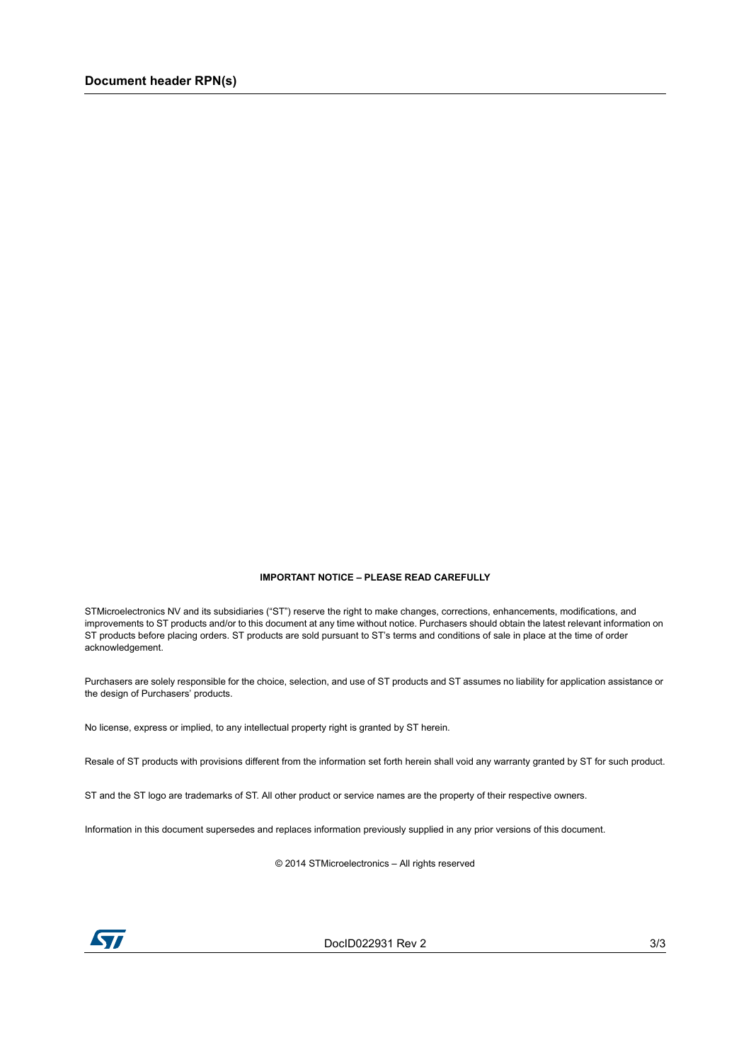**IMPORTANT NOTICE – PLEASE READ CAREFULLY**

STMicroelectronics NV and its subsidiaries (“ST”) reserve the right to make changes, corrections, enhancements, modifications, and improvements to ST products and/or to this document at any time without notice. Purchasers should obtain the latest relevant information on ST products before placing orders. ST products are sold pursuant to ST’s terms and conditions of sale in place at the time of order acknowledgement.

Purchasers are solely responsible for the choice, selection, and use of ST products and ST assumes no liability for application assistance or the design of Purchasers’ products.

No license, express or implied, to any intellectual property right is granted by ST herein.

Resale of ST products with provisions different from the information set forth herein shall void any warranty granted by ST for such product.

ST and the ST logo are trademarks of ST. All other product or service names are the property of their respective owners.

Information in this document supersedes and replaces information previously supplied in any prior versions of this document.

© 2014 STMicroelectronics – All rights reserved